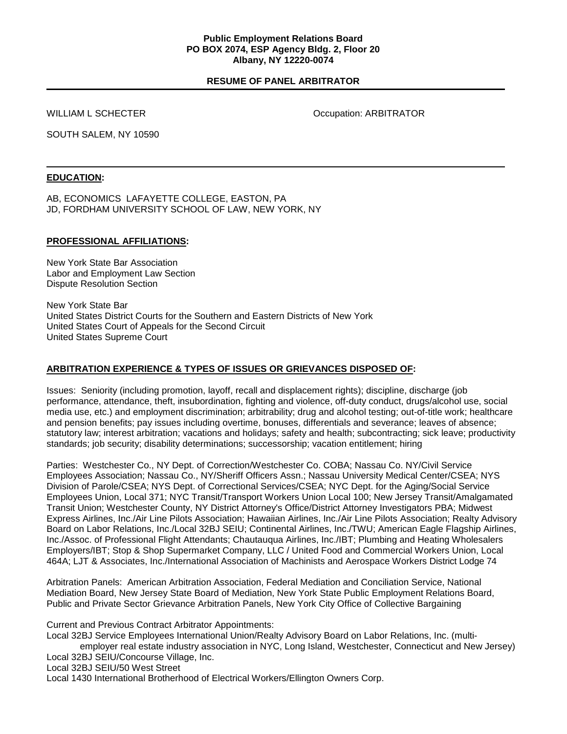**Public Employment Relations Board**
**PO BOX 2074, ESP Agency Bldg. 2, Floor 20**
**Albany, NY 12220-0074**

## RESUME OF PANEL ARBITRATOR

WILLIAM L SCHECTER

Occupation: ARBITRATOR

SOUTH SALEM, NY 10590

### EDUCATION:

AB, ECONOMICS LAFAYETTE COLLEGE, EASTON, PA
JD, FORDHAM UNIVERSITY SCHOOL OF LAW, NEW YORK, NY

### PROFESSIONAL AFFILIATIONS:

New York State Bar Association
Labor and Employment Law Section
Dispute Resolution Section

New York State Bar
United States District Courts for the Southern and Eastern Districts of New York
United States Court of Appeals for the Second Circuit
United States Supreme Court

### ARBITRATION EXPERIENCE & TYPES OF ISSUES OR GRIEVANCES DISPOSED OF:

Issues: Seniority (including promotion, layoff, recall and displacement rights); discipline, discharge (job performance, attendance, theft, insubordination, fighting and violence, off-duty conduct, drugs/alcohol use, social media use, etc.) and employment discrimination; arbitrability; drug and alcohol testing; out-of-title work; healthcare and pension benefits; pay issues including overtime, bonuses, differentials and severance; leaves of absence; statutory law; interest arbitration; vacations and holidays; safety and health; subcontracting; sick leave; productivity standards; job security; disability determinations; successorship; vacation entitlement; hiring

Parties: Westchester Co., NY Dept. of Correction/Westchester Co. COBA; Nassau Co. NY/Civil Service Employees Association; Nassau Co., NY/Sheriff Officers Assn.; Nassau University Medical Center/CSEA; NYS Division of Parole/CSEA; NYS Dept. of Correctional Services/CSEA; NYC Dept. for the Aging/Social Service Employees Union, Local 371; NYC Transit/Transport Workers Union Local 100; New Jersey Transit/Amalgamated Transit Union; Westchester County, NY District Attorney's Office/District Attorney Investigators PBA; Midwest Express Airlines, Inc./Air Line Pilots Association; Hawaiian Airlines, Inc./Air Line Pilots Association; Realty Advisory Board on Labor Relations, Inc./Local 32BJ SEIU; Continental Airlines, Inc./TWU; American Eagle Flagship Airlines, Inc./Assoc. of Professional Flight Attendants; Chautauqua Airlines, Inc./IBT; Plumbing and Heating Wholesalers Employers/IBT; Stop & Shop Supermarket Company, LLC / United Food and Commercial Workers Union, Local 464A; LJT & Associates, Inc./International Association of Machinists and Aerospace Workers District Lodge 74

Arbitration Panels: American Arbitration Association, Federal Mediation and Conciliation Service, National Mediation Board, New Jersey State Board of Mediation, New York State Public Employment Relations Board, Public and Private Sector Grievance Arbitration Panels, New York City Office of Collective Bargaining

Current and Previous Contract Arbitrator Appointments:
Local 32BJ Service Employees International Union/Realty Advisory Board on Labor Relations, Inc. (multi-employer real estate industry association in NYC, Long Island, Westchester, Connecticut and New Jersey)
Local 32BJ SEIU/Concourse Village, Inc.
Local 32BJ SEIU/50 West Street
Local 1430 International Brotherhood of Electrical Workers/Ellington Owners Corp.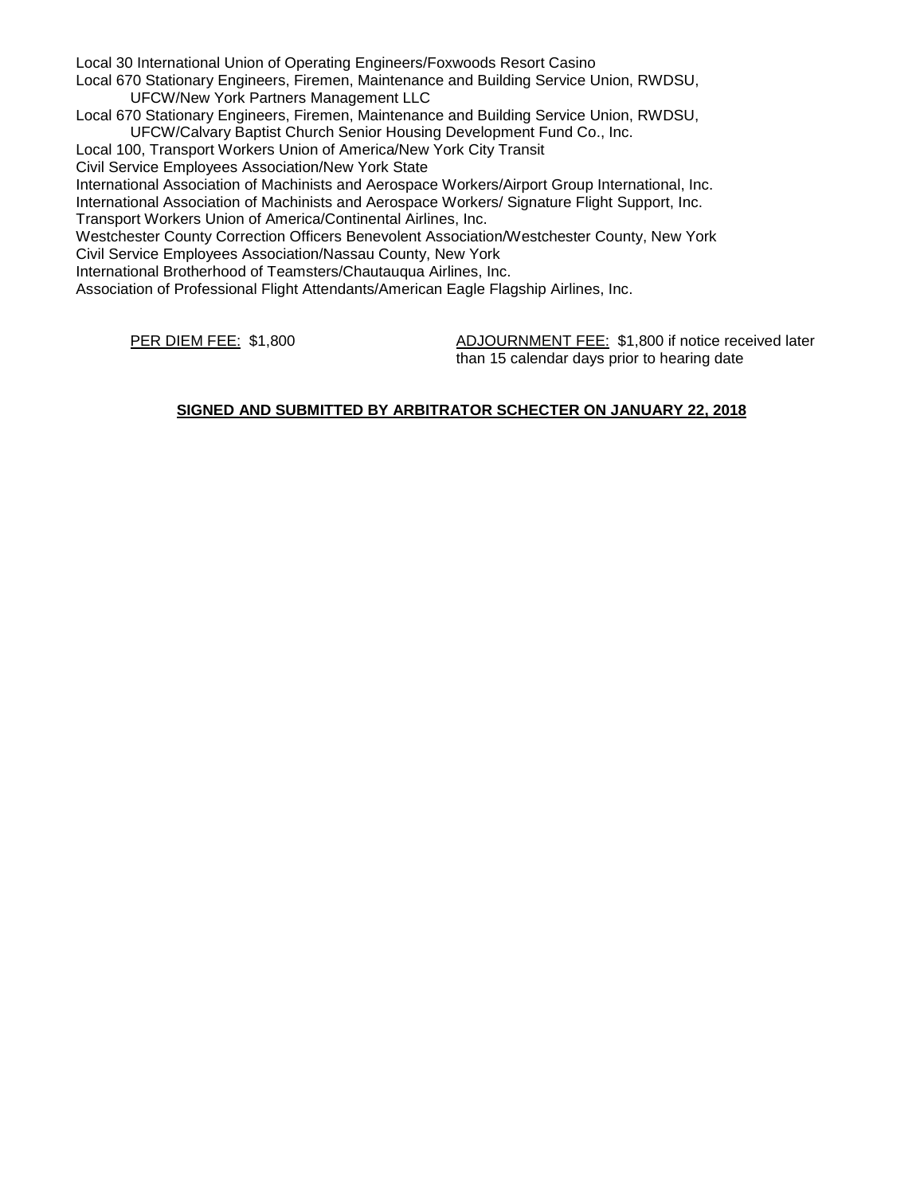Local 30 International Union of Operating Engineers/Foxwoods Resort Casino
Local 670 Stationary Engineers, Firemen, Maintenance and Building Service Union, RWDSU, UFCW/New York Partners Management LLC
Local 670 Stationary Engineers, Firemen, Maintenance and Building Service Union, RWDSU, UFCW/Calvary Baptist Church Senior Housing Development Fund Co., Inc.
Local 100, Transport Workers Union of America/New York City Transit
Civil Service Employees Association/New York State
International Association of Machinists and Aerospace Workers/Airport Group International, Inc.
International Association of Machinists and Aerospace Workers/ Signature Flight Support, Inc.
Transport Workers Union of America/Continental Airlines, Inc.
Westchester County Correction Officers Benevolent Association/Westchester County, New York
Civil Service Employees Association/Nassau County, New York
International Brotherhood of Teamsters/Chautauqua Airlines, Inc.
Association of Professional Flight Attendants/American Eagle Flagship Airlines, Inc.

PER DIEM FEE: $1,800

ADJOURNMENT FEE: $1,800 if notice received later than 15 calendar days prior to hearing date

**SIGNED AND SUBMITTED BY ARBITRATOR SCHECTER ON JANUARY 22, 2018**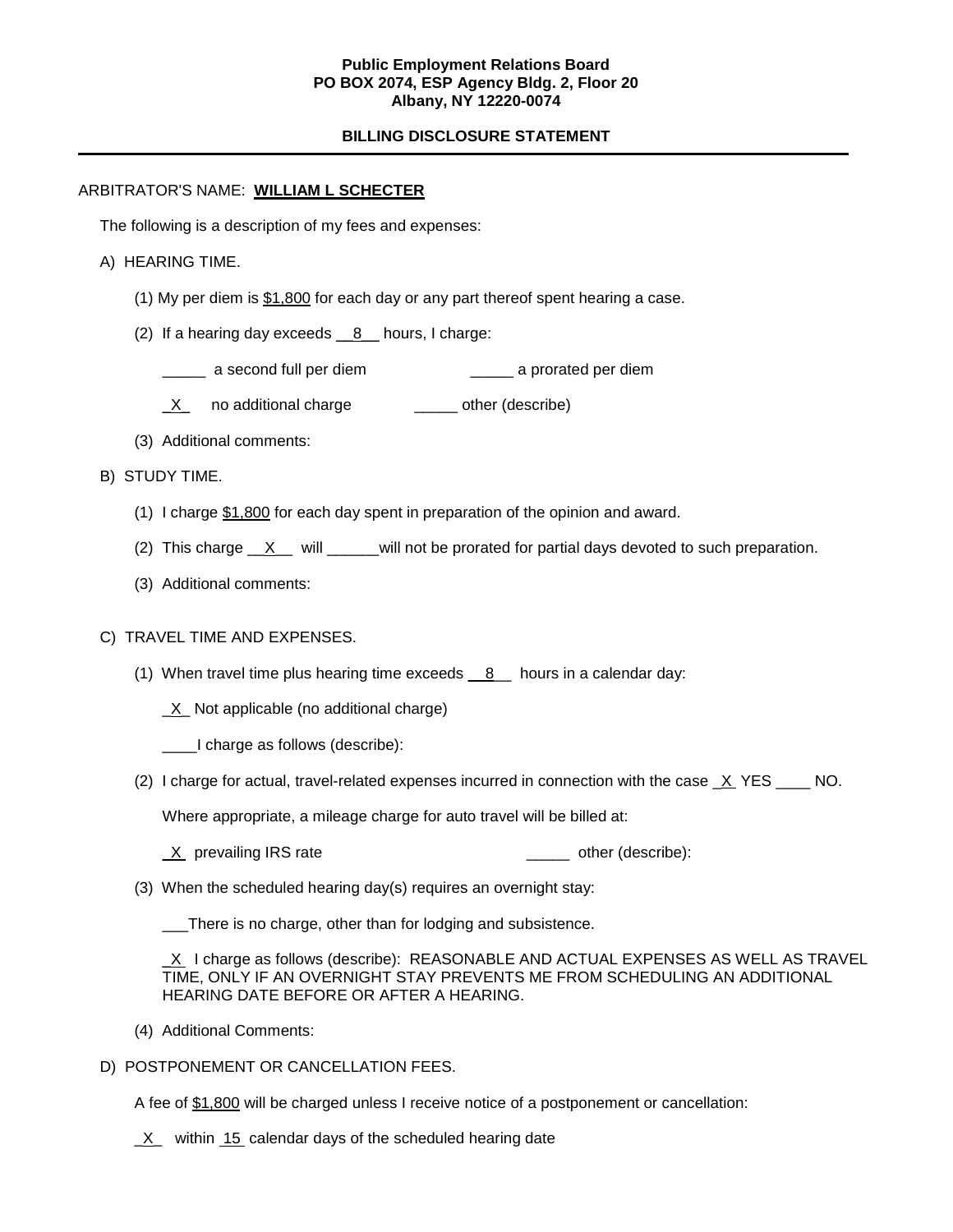**Public Employment Relations Board**
**PO BOX 2074, ESP Agency Bldg. 2, Floor 20**
**Albany, NY 12220-0074**

**BILLING DISCLOSURE STATEMENT**

---

ARBITRATOR'S NAME: **WILLIAM L SCHECTER**

The following is a description of my fees and expenses:

A) HEARING TIME.

(1) My per diem is $1,800 for each day or any part thereof spent hearing a case.

(2) If a hearing day exceeds __8__ hours, I charge:

_____ a second full per diem     _____ a prorated per diem

_X_ no additional charge     _____ other (describe)

(3) Additional comments:

B) STUDY TIME.

(1) I charge $1,800 for each day spent in preparation of the opinion and award.

(2) This charge __X__ will ______will not be prorated for partial days devoted to such preparation.

(3) Additional comments:

C) TRAVEL TIME AND EXPENSES.

(1) When travel time plus hearing time exceeds __8__ hours in a calendar day:

_X_ Not applicable (no additional charge)

____I charge as follows (describe):

(2) I charge for actual, travel-related expenses incurred in connection with the case _X_ YES ____ NO.

Where appropriate, a mileage charge for auto travel will be billed at:

_X_ prevailing IRS rate     _____ other (describe):

(3) When the scheduled hearing day(s) requires an overnight stay:

___There is no charge, other than for lodging and subsistence.

_X_ I charge as follows (describe): REASONABLE AND ACTUAL EXPENSES AS WELL AS TRAVEL TIME, ONLY IF AN OVERNIGHT STAY PREVENTS ME FROM SCHEDULING AN ADDITIONAL HEARING DATE BEFORE OR AFTER A HEARING.

(4) Additional Comments:

D) POSTPONEMENT OR CANCELLATION FEES.

A fee of $1,800 will be charged unless I receive notice of a postponement or cancellation:

_X_ within 15 calendar days of the scheduled hearing date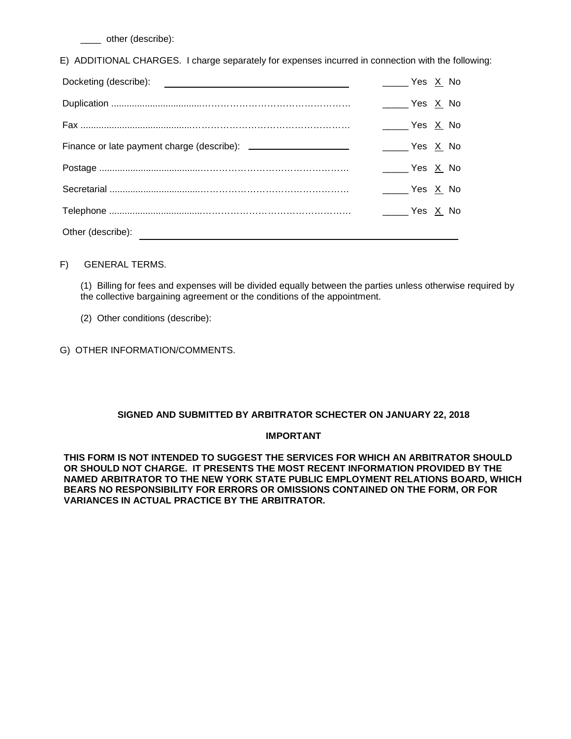____ other (describe):

E) ADDITIONAL CHARGES. I charge separately for expenses incurred in connection with the following:

| | |
|---|---|
| Docketing (describe): ______________________ | _____ Yes X No |
| Duplication .......................................... | _____ Yes X No |
| Fax .......................................... | _____ Yes X No |
| Finance or late payment charge (describe): ______________ | _____ Yes X No |
| Postage .......................................... | _____ Yes X No |
| Secretarial .......................................... | _____ Yes X No |
| Telephone .......................................... | _____ Yes X No |
| Other (describe): ______________________ | |

F) GENERAL TERMS.

(1) Billing for fees and expenses will be divided equally between the parties unless otherwise required by the collective bargaining agreement or the conditions of the appointment.

(2) Other conditions (describe):

G) OTHER INFORMATION/COMMENTS.

**SIGNED AND SUBMITTED BY ARBITRATOR SCHECTER ON JANUARY 22, 2018**

**IMPORTANT**

**THIS FORM IS NOT INTENDED TO SUGGEST THE SERVICES FOR WHICH AN ARBITRATOR SHOULD OR SHOULD NOT CHARGE. IT PRESENTS THE MOST RECENT INFORMATION PROVIDED BY THE NAMED ARBITRATOR TO THE NEW YORK STATE PUBLIC EMPLOYMENT RELATIONS BOARD, WHICH BEARS NO RESPONSIBILITY FOR ERRORS OR OMISSIONS CONTAINED ON THE FORM, OR FOR VARIANCES IN ACTUAL PRACTICE BY THE ARBITRATOR.**